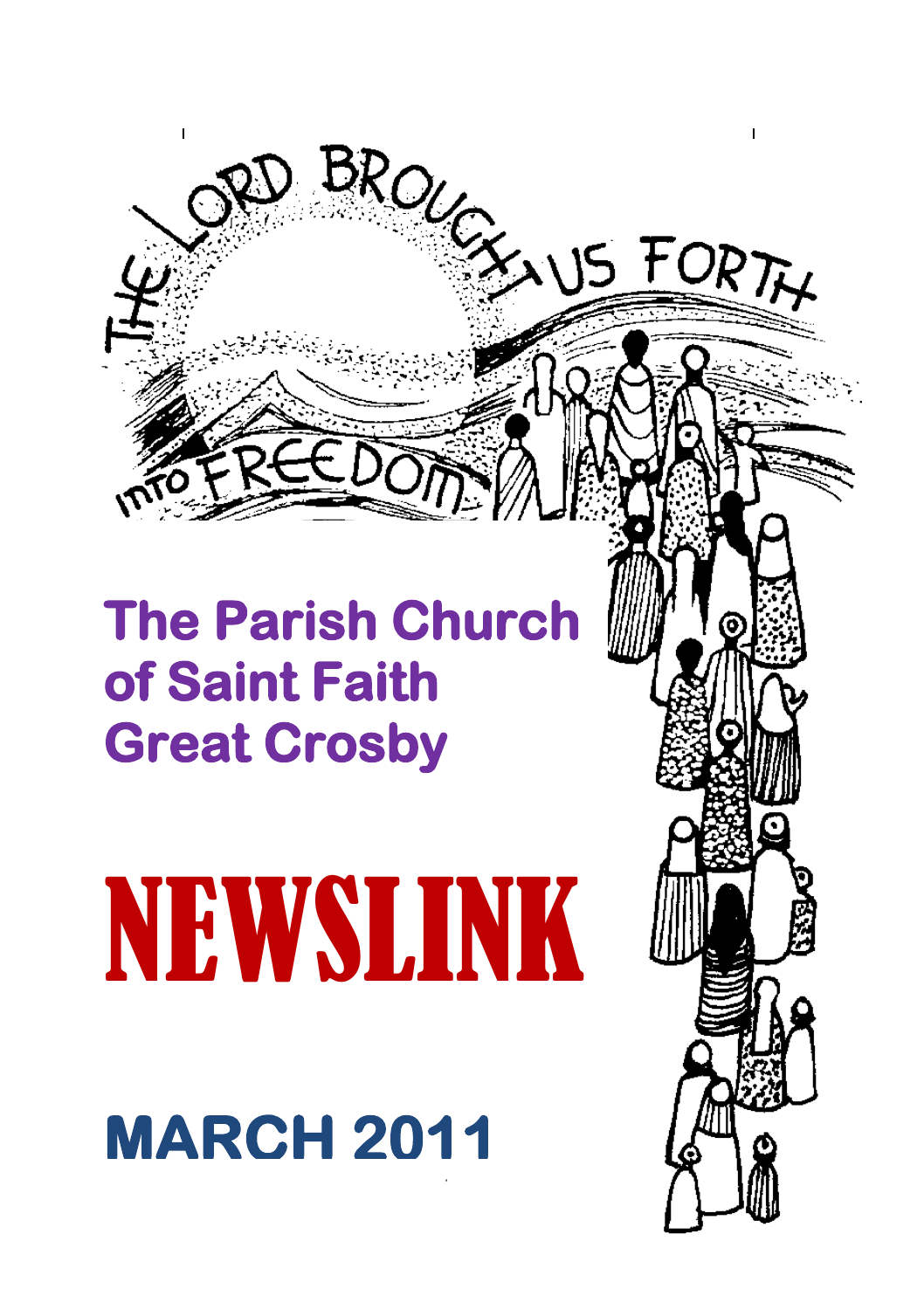THE LORD BROUGHT US FORTH INTO FREEDOM

# The Parish Church of Saint Faith Great Crosby

# NEWSLINK

## MARCH 2011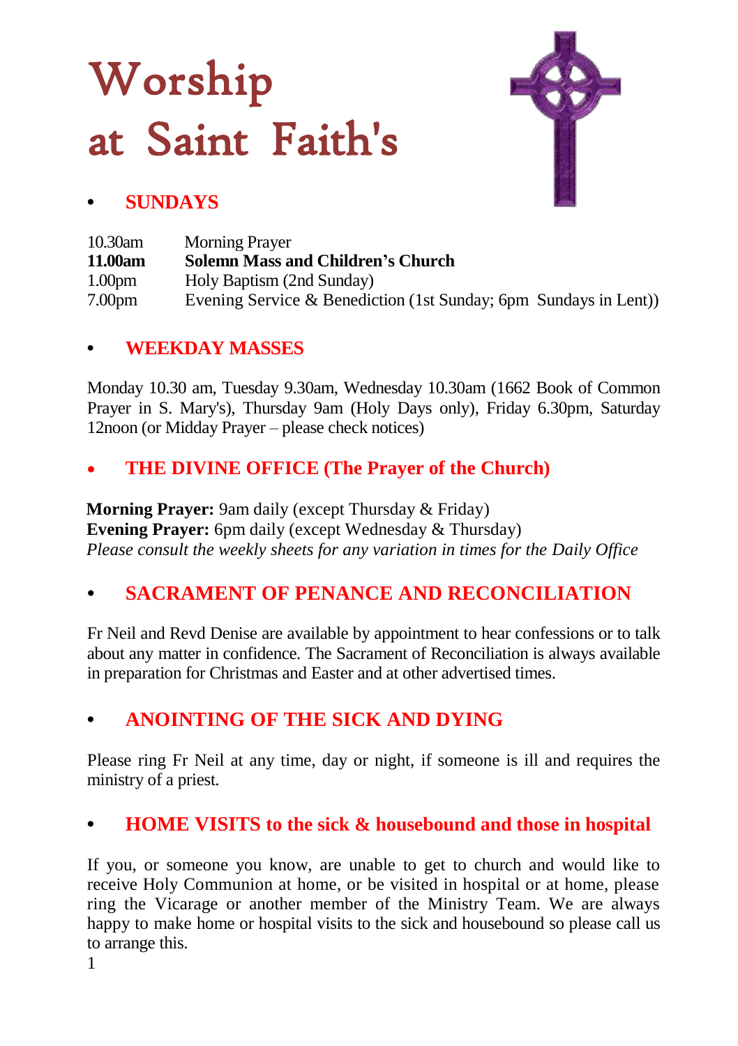# Worship at Saint Faith's

## SUNDAYS

| | |
|---|---|
| 10.30am | Morning Prayer |
| **11.00am** | **Solemn Mass and Children's Church** |
| 1.00pm | Holy Baptism (2nd Sunday) |
| 7.00pm | Evening Service & Benediction (1st Sunday; 6pm Sundays in Lent)) |

## WEEKDAY MASSES

Monday 10.30 am, Tuesday 9.30am, Wednesday 10.30am (1662 Book of Common Prayer in S. Mary's), Thursday 9am (Holy Days only), Friday 6.30pm, Saturday 12noon (or Midday Prayer – please check notices)

## THE DIVINE OFFICE (The Prayer of the Church)

**Morning Prayer:** 9am daily (except Thursday & Friday)
**Evening Prayer:** 6pm daily (except Wednesday & Thursday)
*Please consult the weekly sheets for any variation in times for the Daily Office*

## SACRAMENT OF PENANCE AND RECONCILIATION

Fr Neil and Revd Denise are available by appointment to hear confessions or to talk about any matter in confidence. The Sacrament of Reconciliation is always available in preparation for Christmas and Easter and at other advertised times.

## ANOINTING OF THE SICK AND DYING

Please ring Fr Neil at any time, day or night, if someone is ill and requires the ministry of a priest.

## HOME VISITS to the sick & housebound and those in hospital

If you, or someone you know, are unable to get to church and would like to receive Holy Communion at home, or be visited in hospital or at home, please ring the Vicarage or another member of the Ministry Team. We are always happy to make home or hospital visits to the sick and housebound so please call us to arrange this.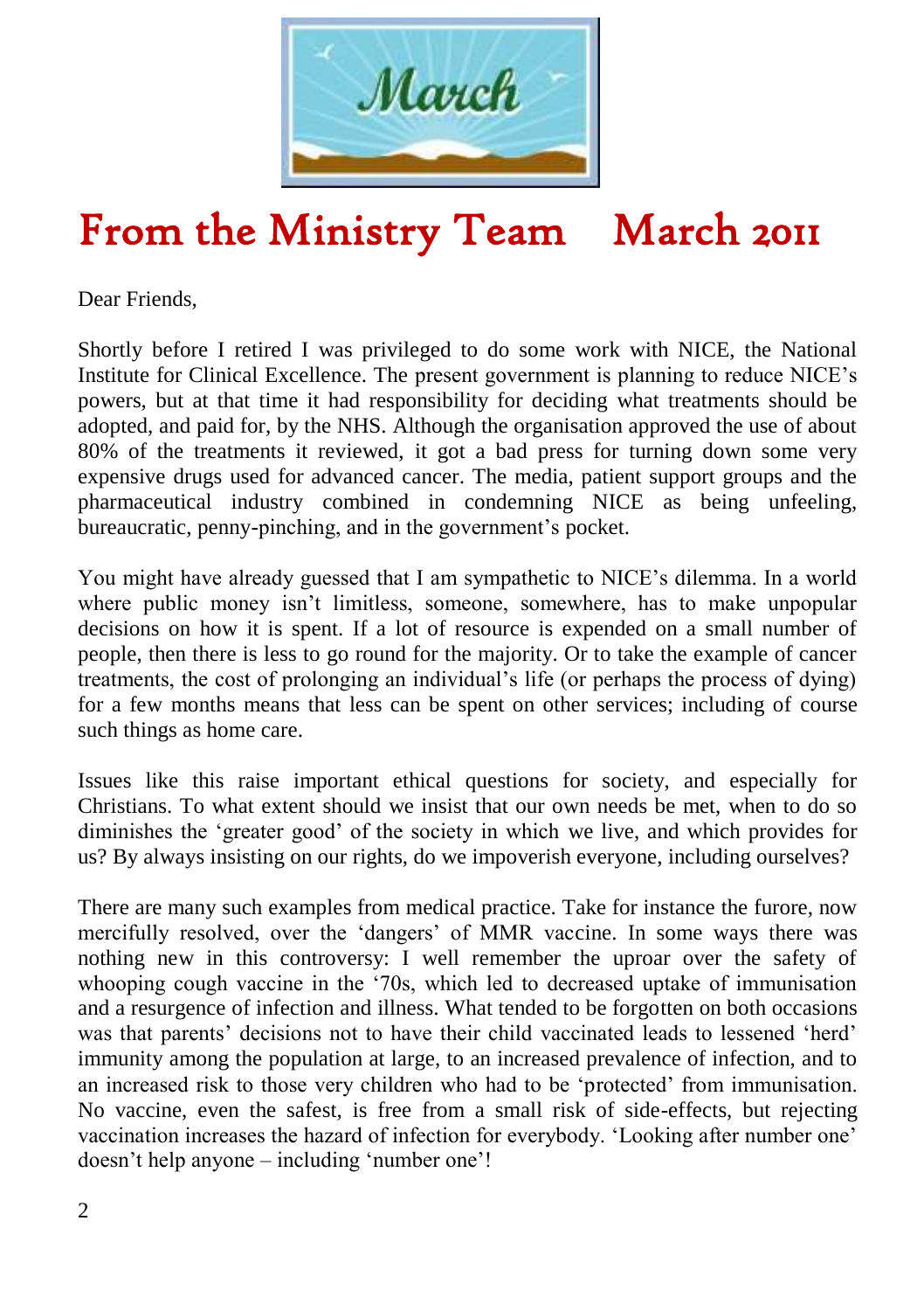# From the Ministry Team March 2011

Dear Friends,

Shortly before I retired I was privileged to do some work with NICE, the National Institute for Clinical Excellence. The present government is planning to reduce NICE's powers, but at that time it had responsibility for deciding what treatments should be adopted, and paid for, by the NHS. Although the organisation approved the use of about 80% of the treatments it reviewed, it got a bad press for turning down some very expensive drugs used for advanced cancer. The media, patient support groups and the pharmaceutical industry combined in condemning NICE as being unfeeling, bureaucratic, penny-pinching, and in the government's pocket.

You might have already guessed that I am sympathetic to NICE's dilemma. In a world where public money isn't limitless, someone, somewhere, has to make unpopular decisions on how it is spent. If a lot of resource is expended on a small number of people, then there is less to go round for the majority. Or to take the example of cancer treatments, the cost of prolonging an individual's life (or perhaps the process of dying) for a few months means that less can be spent on other services; including of course such things as home care.

Issues like this raise important ethical questions for society, and especially for Christians. To what extent should we insist that our own needs be met, when to do so diminishes the 'greater good' of the society in which we live, and which provides for us? By always insisting on our rights, do we impoverish everyone, including ourselves?

There are many such examples from medical practice. Take for instance the furore, now mercifully resolved, over the 'dangers' of MMR vaccine. In some ways there was nothing new in this controversy: I well remember the uproar over the safety of whooping cough vaccine in the '70s, which led to decreased uptake of immunisation and a resurgence of infection and illness. What tended to be forgotten on both occasions was that parents' decisions not to have their child vaccinated leads to lessened 'herd' immunity among the population at large, to an increased prevalence of infection, and to an increased risk to those very children who had to be 'protected' from immunisation. No vaccine, even the safest, is free from a small risk of side-effects, but rejecting vaccination increases the hazard of infection for everybody. 'Looking after number one' doesn't help anyone – including 'number one'!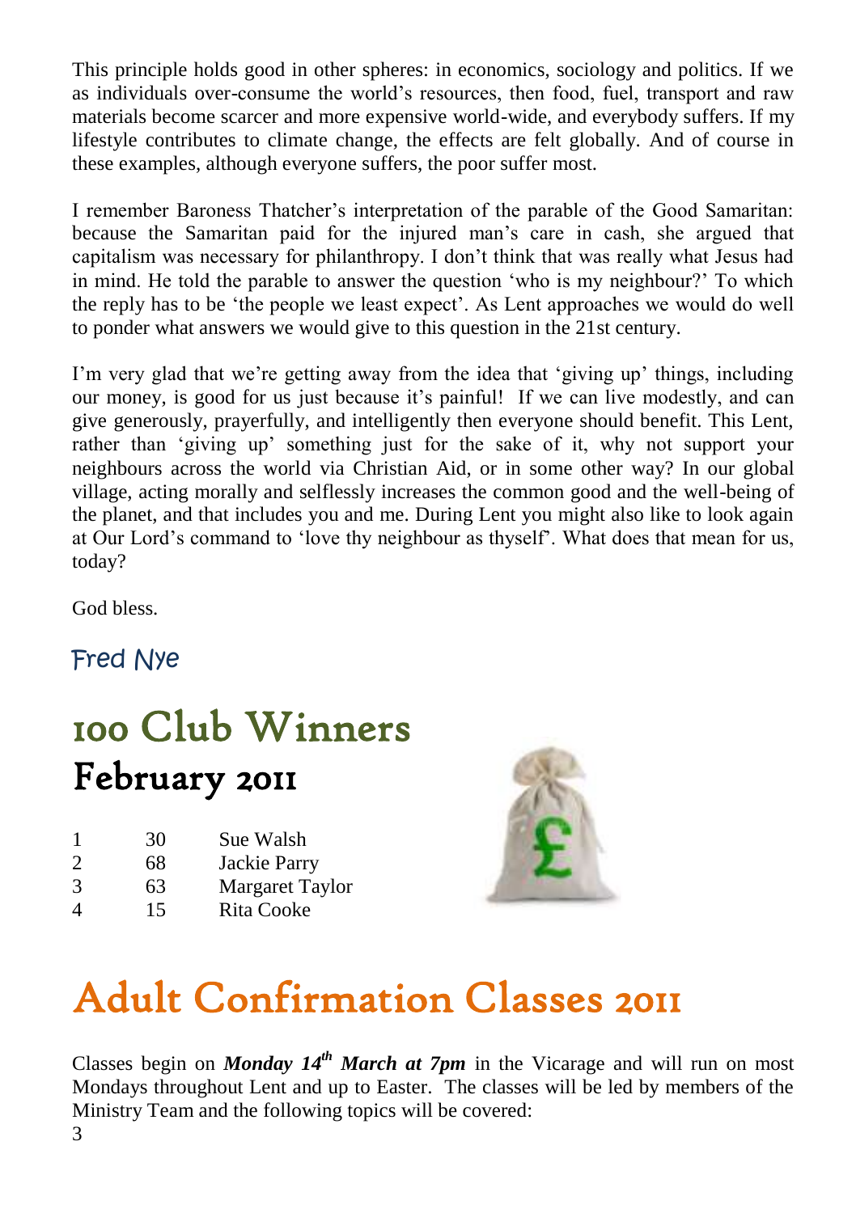This principle holds good in other spheres: in economics, sociology and politics. If we as individuals over-consume the world's resources, then food, fuel, transport and raw materials become scarcer and more expensive world-wide, and everybody suffers. If my lifestyle contributes to climate change, the effects are felt globally. And of course in these examples, although everyone suffers, the poor suffer most.

I remember Baroness Thatcher's interpretation of the parable of the Good Samaritan: because the Samaritan paid for the injured man's care in cash, she argued that capitalism was necessary for philanthropy. I don't think that was really what Jesus had in mind. He told the parable to answer the question 'who is my neighbour?' To which the reply has to be 'the people we least expect'. As Lent approaches we would do well to ponder what answers we would give to this question in the 21st century.

I'm very glad that we're getting away from the idea that 'giving up' things, including our money, is good for us just because it's painful! If we can live modestly, and can give generously, prayerfully, and intelligently then everyone should benefit. This Lent, rather than 'giving up' something just for the sake of it, why not support your neighbours across the world via Christian Aid, or in some other way? In our global village, acting morally and selflessly increases the common good and the well-being of the planet, and that includes you and me. During Lent you might also like to look again at Our Lord's command to 'love thy neighbour as thyself'. What does that mean for us, today?

God bless.

Fred Nye

# 100 Club Winners

## February 2011

| | | |
|---|---|---|
| 1 | 30 | Sue Walsh |
| 2 | 68 | Jackie Parry |
| 3 | 63 | Margaret Taylor |
| 4 | 15 | Rita Cooke |

# Adult Confirmation Classes 2011

Classes begin on ***Monday 14th March at 7pm*** in the Vicarage and will run on most Mondays throughout Lent and up to Easter. The classes will be led by members of the Ministry Team and the following topics will be covered: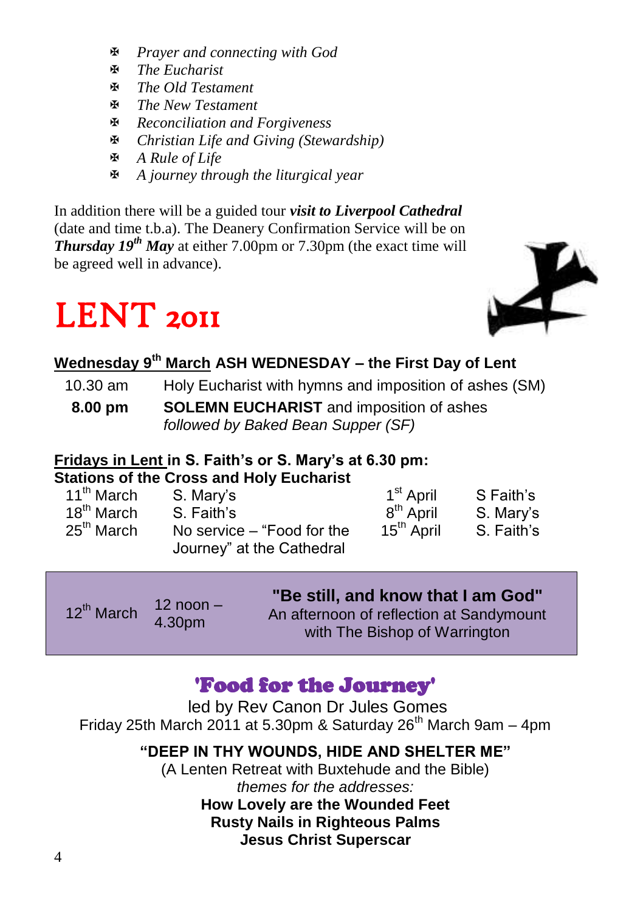- *Prayer and connecting with God*
- *The Eucharist*
- *The Old Testament*
- *The New Testament*
- *Reconciliation and Forgiveness*
- *Christian Life and Giving (Stewardship)*
- *A Rule of Life*
- *A journey through the liturgical year*

In addition there will be a guided tour ***visit to Liverpool Cathedral*** (date and time t.b.a). The Deanery Confirmation Service will be on ***Thursday 19th May*** at either 7.00pm or 7.30pm (the exact time will be agreed well in advance).

# LENT 2011

**Wednesday 9th March ASH WEDNESDAY – the First Day of Lent**

| | |
|---|---|
| 10.30 am | Holy Eucharist with hymns and imposition of ashes (SM) |
| **8.00 pm** | **SOLEMN EUCHARIST** and imposition of ashes *followed by Baked Bean Supper (SF)* |

**Fridays in Lent in S. Faith's or S. Mary's at 6.30 pm:**
**Stations of the Cross and Holy Eucharist**

| | | | |
|---|---|---|---|
| 11th March | S. Mary's | 1st April | S Faith's |
| 18th March | S. Faith's | 8th April | S. Mary's |
| 25th March | No service – "Food for the Journey" at the Cathedral | 15th April | S. Faith's |

| | | |
|---|---|---|
| 12th March | 12 noon – 4.30pm | **"Be still, and know that I am God"** An afternoon of reflection at Sandymount with The Bishop of Warrington |

## 'Food for the Journey'

led by Rev Canon Dr Jules Gomes
Friday 25th March 2011 at 5.30pm & Saturday 26th March 9am – 4pm

**"DEEP IN THY WOUNDS, HIDE AND SHELTER ME"**
(A Lenten Retreat with Buxtehude and the Bible)
*themes for the addresses:*
**How Lovely are the Wounded Feet**
**Rusty Nails in Righteous Palms**
**Jesus Christ Superscar**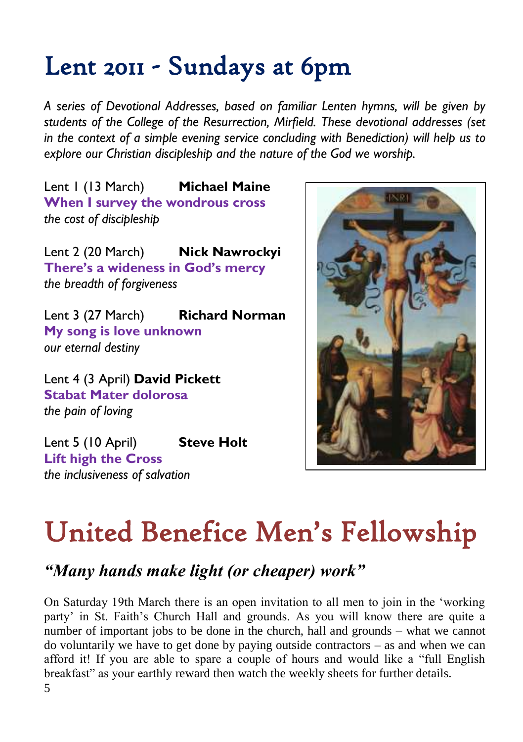# Lent 2011 - Sundays at 6pm

*A series of Devotional Addresses, based on familiar Lenten hymns, will be given by students of the College of the Resurrection, Mirfield. These devotional addresses (set in the context of a simple evening service concluding with Benediction) will help us to explore our Christian discipleship and the nature of the God we worship.*

Lent 1 (13 March) **Michael Maine**
**When I survey the wondrous cross**
*the cost of discipleship*

Lent 2 (20 March) **Nick Nawrockyi**
**There's a wideness in God's mercy**
*the breadth of forgiveness*

Lent 3 (27 March) **Richard Norman**
**My song is love unknown**
*our eternal destiny*

Lent 4 (3 April) **David Pickett**
**Stabat Mater dolorosa**
*the pain of loving*

Lent 5 (10 April) **Steve Holt**
**Lift high the Cross**
*the inclusiveness of salvation*

# United Benefice Men's Fellowship

## *"Many hands make light (or cheaper) work"*

On Saturday 19th March there is an open invitation to all men to join in the 'working party' in St. Faith's Church Hall and grounds. As you will know there are quite a number of important jobs to be done in the church, hall and grounds – what we cannot do voluntarily we have to get done by paying outside contractors – as and when we can afford it! If you are able to spare a couple of hours and would like a "full English breakfast" as your earthly reward then watch the weekly sheets for further details.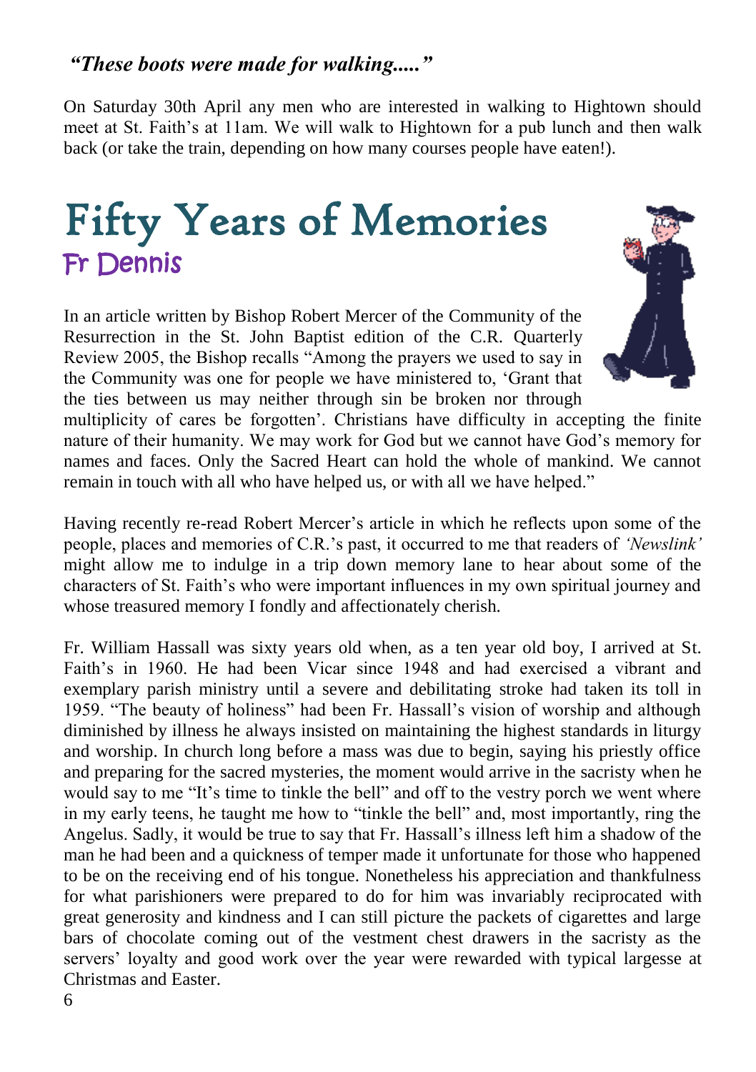***"These boots were made for walking....."***

On Saturday 30th April any men who are interested in walking to Hightown should meet at St. Faith's at 11am. We will walk to Hightown for a pub lunch and then walk back (or take the train, depending on how many courses people have eaten!).

# Fifty Years of Memories

## Fr Dennis

In an article written by Bishop Robert Mercer of the Community of the Resurrection in the St. John Baptist edition of the C.R. Quarterly Review 2005, the Bishop recalls "Among the prayers we used to say in the Community was one for people we have ministered to, 'Grant that the ties between us may neither through sin be broken nor through multiplicity of cares be forgotten'. Christians have difficulty in accepting the finite nature of their humanity. We may work for God but we cannot have God's memory for names and faces. Only the Sacred Heart can hold the whole of mankind. We cannot remain in touch with all who have helped us, or with all we have helped."

Having recently re-read Robert Mercer's article in which he reflects upon some of the people, places and memories of C.R.'s past, it occurred to me that readers of *'Newslink'* might allow me to indulge in a trip down memory lane to hear about some of the characters of St. Faith's who were important influences in my own spiritual journey and whose treasured memory I fondly and affectionately cherish.

Fr. William Hassall was sixty years old when, as a ten year old boy, I arrived at St. Faith's in 1960. He had been Vicar since 1948 and had exercised a vibrant and exemplary parish ministry until a severe and debilitating stroke had taken its toll in 1959. "The beauty of holiness" had been Fr. Hassall's vision of worship and although diminished by illness he always insisted on maintaining the highest standards in liturgy and worship. In church long before a mass was due to begin, saying his priestly office and preparing for the sacred mysteries, the moment would arrive in the sacristy when he would say to me "It's time to tinkle the bell" and off to the vestry porch we went where in my early teens, he taught me how to "tinkle the bell" and, most importantly, ring the Angelus. Sadly, it would be true to say that Fr. Hassall's illness left him a shadow of the man he had been and a quickness of temper made it unfortunate for those who happened to be on the receiving end of his tongue. Nonetheless his appreciation and thankfulness for what parishioners were prepared to do for him was invariably reciprocated with great generosity and kindness and I can still picture the packets of cigarettes and large bars of chocolate coming out of the vestment chest drawers in the sacristy as the servers' loyalty and good work over the year were rewarded with typical largesse at Christmas and Easter.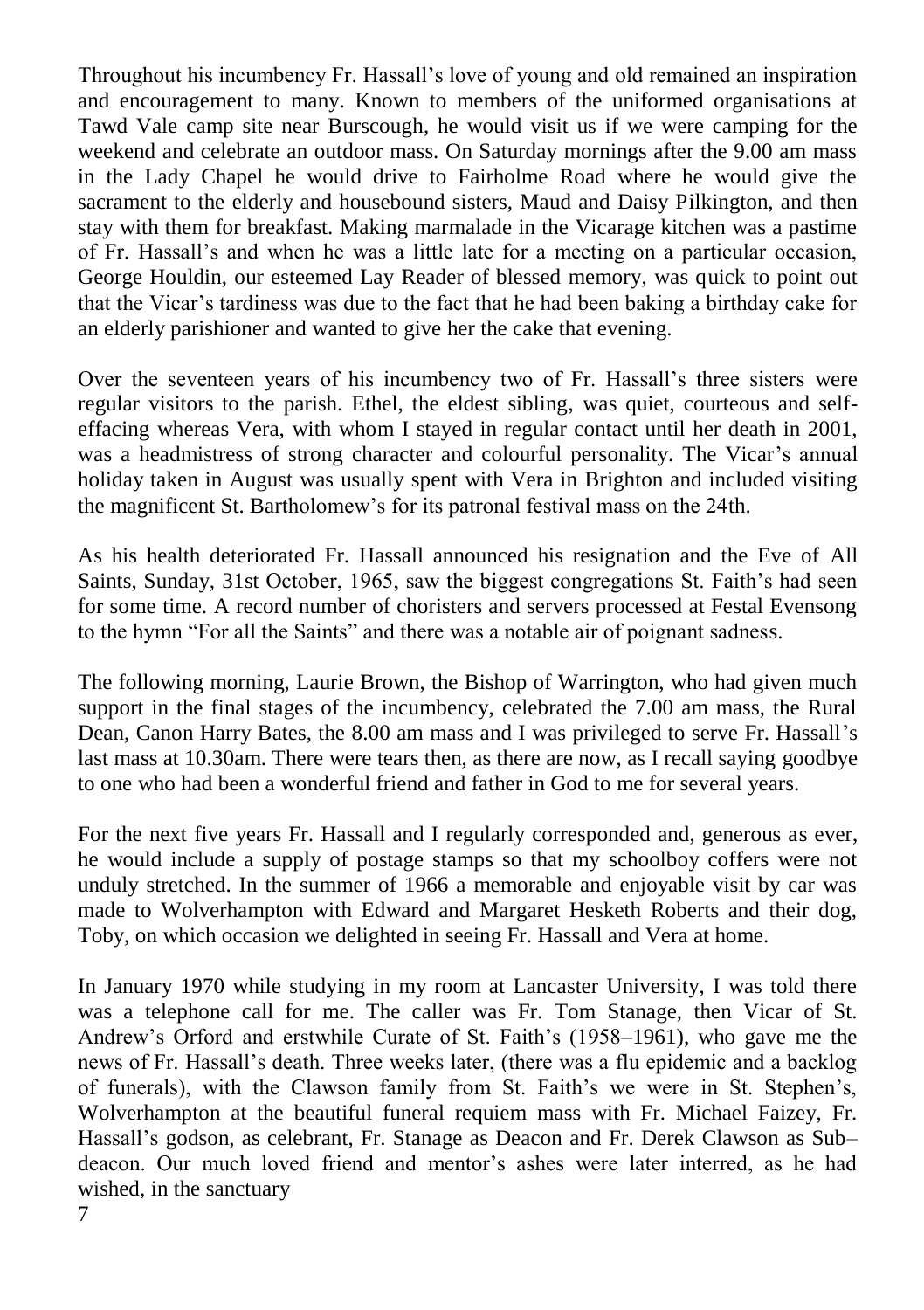Throughout his incumbency Fr. Hassall's love of young and old remained an inspiration and encouragement to many. Known to members of the uniformed organisations at Tawd Vale camp site near Burscough, he would visit us if we were camping for the weekend and celebrate an outdoor mass. On Saturday mornings after the 9.00 am mass in the Lady Chapel he would drive to Fairholme Road where he would give the sacrament to the elderly and housebound sisters, Maud and Daisy Pilkington, and then stay with them for breakfast. Making marmalade in the Vicarage kitchen was a pastime of Fr. Hassall's and when he was a little late for a meeting on a particular occasion, George Houldin, our esteemed Lay Reader of blessed memory, was quick to point out that the Vicar's tardiness was due to the fact that he had been baking a birthday cake for an elderly parishioner and wanted to give her the cake that evening.

Over the seventeen years of his incumbency two of Fr. Hassall's three sisters were regular visitors to the parish. Ethel, the eldest sibling, was quiet, courteous and self-effacing whereas Vera, with whom I stayed in regular contact until her death in 2001, was a headmistress of strong character and colourful personality. The Vicar's annual holiday taken in August was usually spent with Vera in Brighton and included visiting the magnificent St. Bartholomew's for its patronal festival mass on the 24th.

As his health deteriorated Fr. Hassall announced his resignation and the Eve of All Saints, Sunday, 31st October, 1965, saw the biggest congregations St. Faith's had seen for some time. A record number of choristers and servers processed at Festal Evensong to the hymn "For all the Saints" and there was a notable air of poignant sadness.

The following morning, Laurie Brown, the Bishop of Warrington, who had given much support in the final stages of the incumbency, celebrated the 7.00 am mass, the Rural Dean, Canon Harry Bates, the 8.00 am mass and I was privileged to serve Fr. Hassall's last mass at 10.30am. There were tears then, as there are now, as I recall saying goodbye to one who had been a wonderful friend and father in God to me for several years.

For the next five years Fr. Hassall and I regularly corresponded and, generous as ever, he would include a supply of postage stamps so that my schoolboy coffers were not unduly stretched. In the summer of 1966 a memorable and enjoyable visit by car was made to Wolverhampton with Edward and Margaret Hesketh Roberts and their dog, Toby, on which occasion we delighted in seeing Fr. Hassall and Vera at home.

In January 1970 while studying in my room at Lancaster University, I was told there was a telephone call for me. The caller was Fr. Tom Stanage, then Vicar of St. Andrew's Orford and erstwhile Curate of St. Faith's (1958–1961), who gave me the news of Fr. Hassall's death. Three weeks later, (there was a flu epidemic and a backlog of funerals), with the Clawson family from St. Faith's we were in St. Stephen's, Wolverhampton at the beautiful funeral requiem mass with Fr. Michael Faizey, Fr. Hassall's godson, as celebrant, Fr. Stanage as Deacon and Fr. Derek Clawson as Sub–deacon. Our much loved friend and mentor's ashes were later interred, as he had wished, in the sanctuary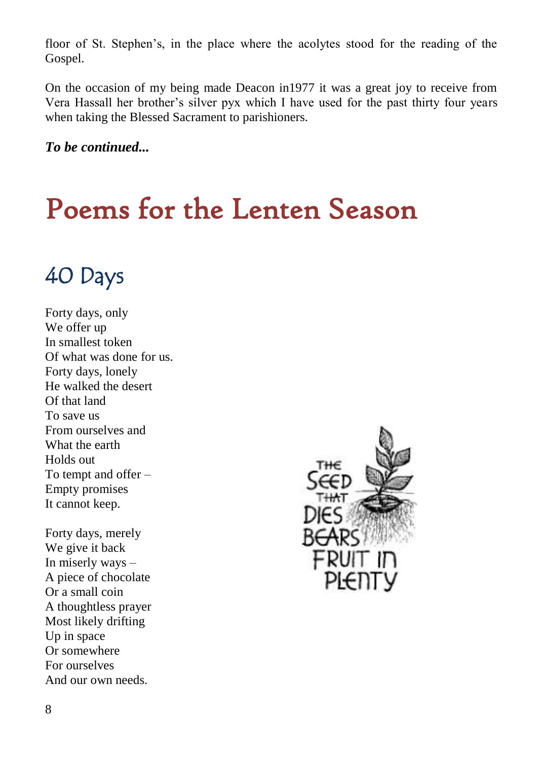floor of St. Stephen's, in the place where the acolytes stood for the reading of the Gospel.

On the occasion of my being made Deacon in1977 it was a great joy to receive from Vera Hassall her brother's silver pyx which I have used for the past thirty four years when taking the Blessed Sacrament to parishioners.

***To be continued...***

# Poems for the Lenten Season

## 40 Days

Forty days, only
We offer up
In smallest token
Of what was done for us.
Forty days, lonely
He walked the desert
Of that land
To save us
From ourselves and
What the earth
Holds out
To tempt and offer –
Empty promises
It cannot keep.

Forty days, merely
We give it back
In miserly ways –
A piece of chocolate
Or a small coin
A thoughtless prayer
Most likely drifting
Up in space
Or somewhere
For ourselves
And our own needs.

THE SEED THAT DIES BEARS FRUIT IN PLENTY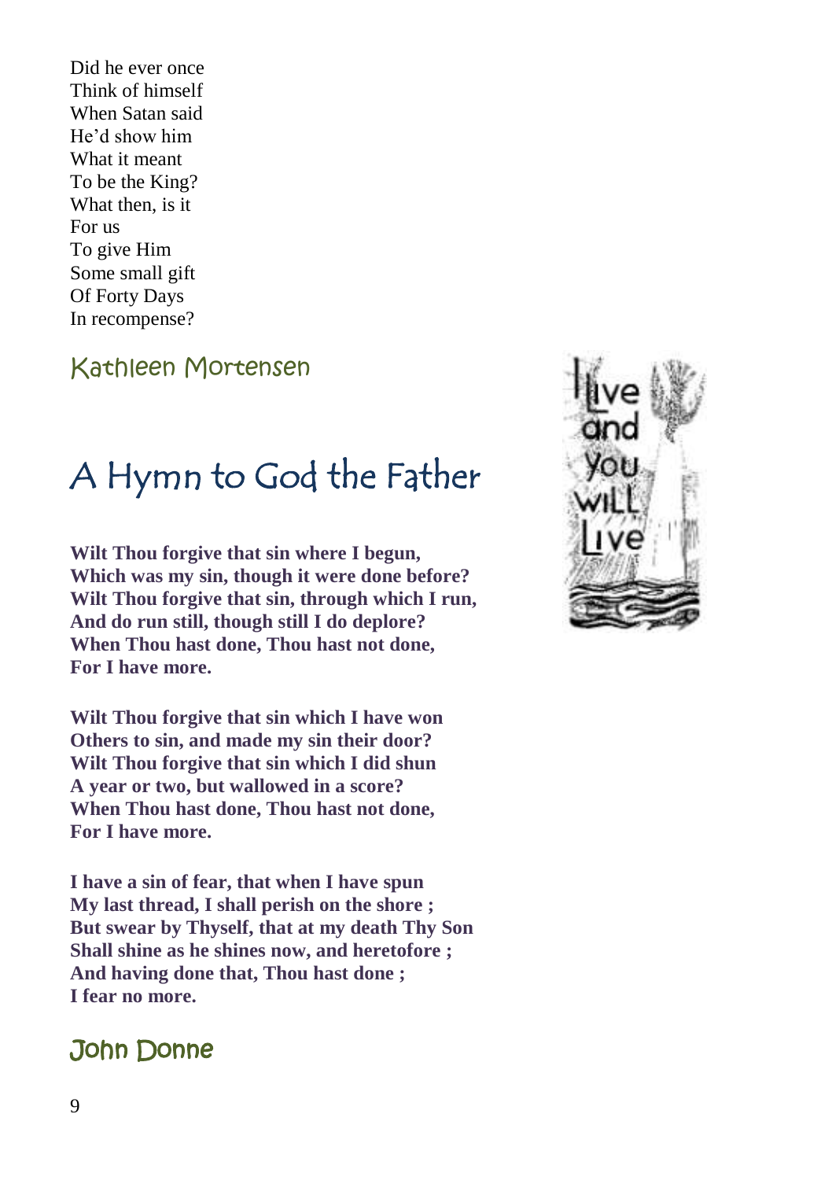Did he ever once  
Think of himself  
When Satan said  
He'd show him  
What it meant  
To be the King?  
What then, is it  
For us  
To give Him  
Some small gift  
Of Forty Days  
In recompense?

Kathleen Mortensen

# A Hymn to God the Father

**Wilt Thou forgive that sin where I begun,**  
**Which was my sin, though it were done before?**  
**Wilt Thou forgive that sin, through which I run,**  
**And do run still, though still I do deplore?**  
**When Thou hast done, Thou hast not done,**  
**For I have more.**

**Wilt Thou forgive that sin which I have won**  
**Others to sin, and made my sin their door?**  
**Wilt Thou forgive that sin which I did shun**  
**A year or two, but wallowed in a score?**  
**When Thou hast done, Thou hast not done,**  
**For I have more.**

**I have a sin of fear, that when I have spun**  
**My last thread, I shall perish on the shore ;**  
**But swear by Thyself, that at my death Thy Son**  
**Shall shine as he shines now, and heretofore ;**  
**And having done that, Thou hast done ;**  
**I fear no more.**

John Donne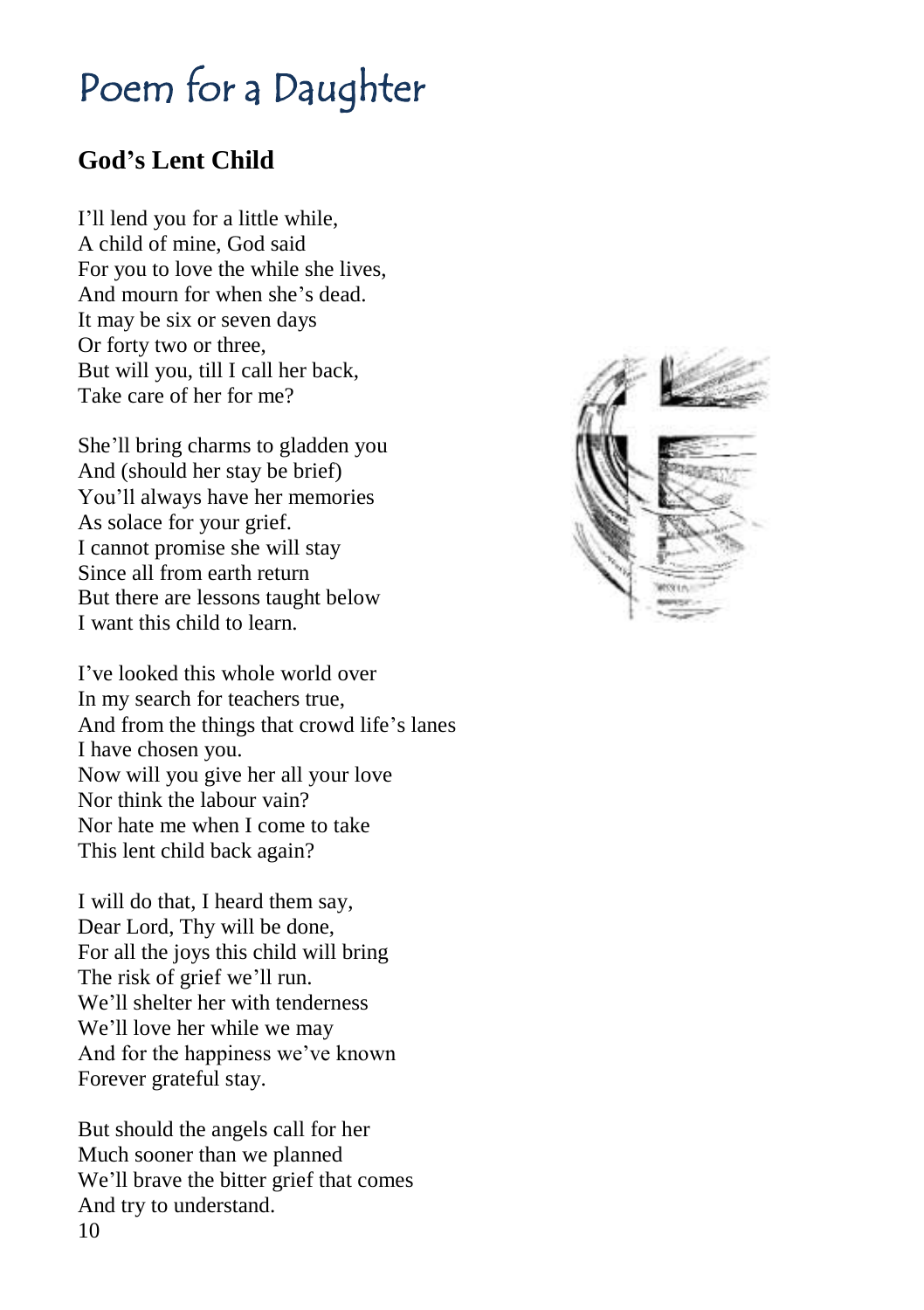# Poem for a Daughter

## God's Lent Child

I'll lend you for a little while,
A child of mine, God said
For you to love the while she lives,
And mourn for when she's dead.
It may be six or seven days
Or forty two or three,
But will you, till I call her back,
Take care of her for me?

She'll bring charms to gladden you
And (should her stay be brief)
You'll always have her memories
As solace for your grief.
I cannot promise she will stay
Since all from earth return
But there are lessons taught below
I want this child to learn.

I've looked this whole world over
In my search for teachers true,
And from the things that crowd life's lanes
I have chosen you.
Now will you give her all your love
Nor think the labour vain?
Nor hate me when I come to take
This lent child back again?

I will do that, I heard them say,
Dear Lord, Thy will be done,
For all the joys this child will bring
The risk of grief we'll run.
We'll shelter her with tenderness
We'll love her while we may
And for the happiness we've known
Forever grateful stay.

But should the angels call for her
Much sooner than we planned
We'll brave the bitter grief that comes
And try to understand.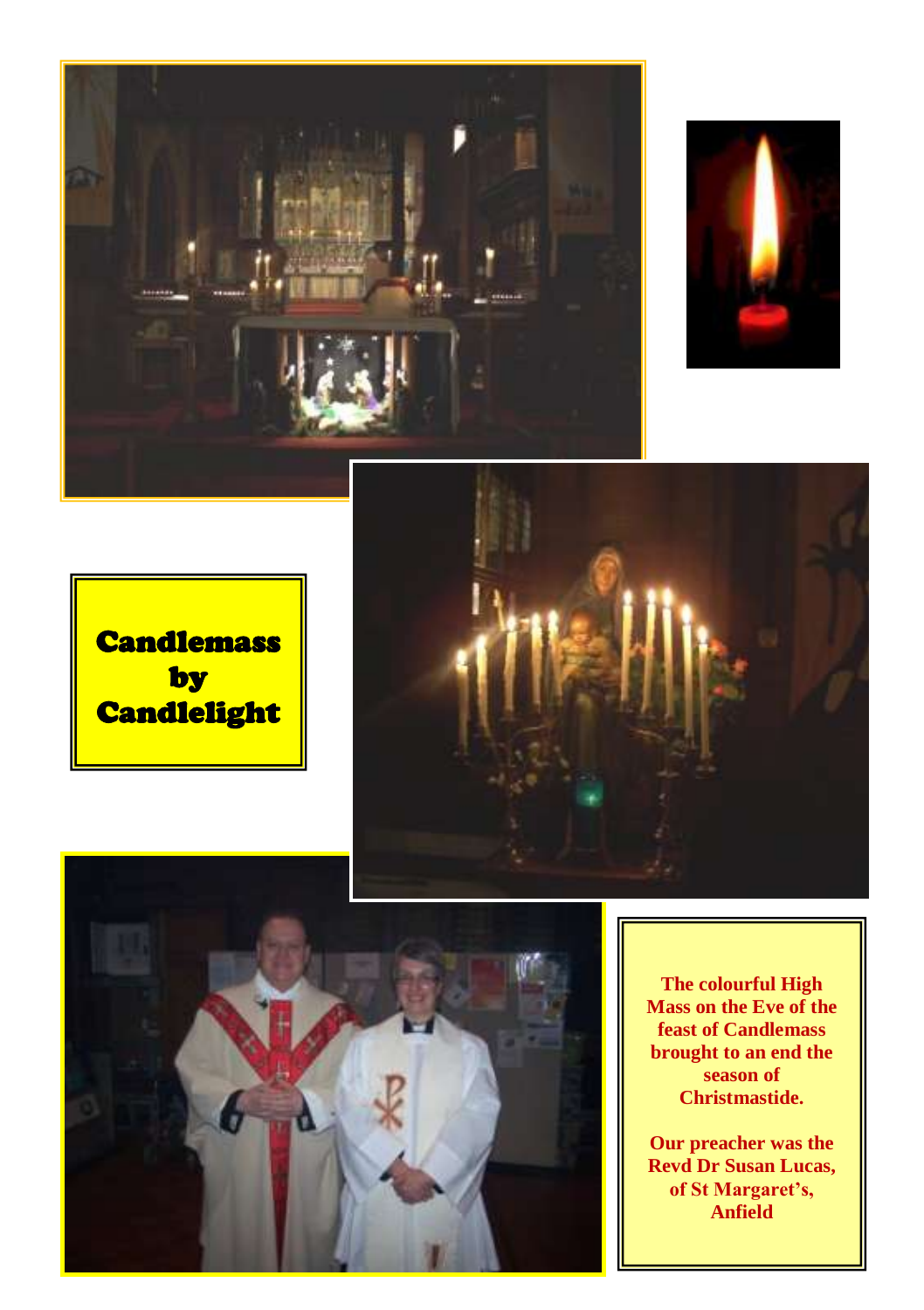# Candlemass by Candlelight

**The colourful High Mass on the Eve of the feast of Candlemass brought to an end the season of Christmastide.**

**Our preacher was the Revd Dr Susan Lucas, of St Margaret's, Anfield**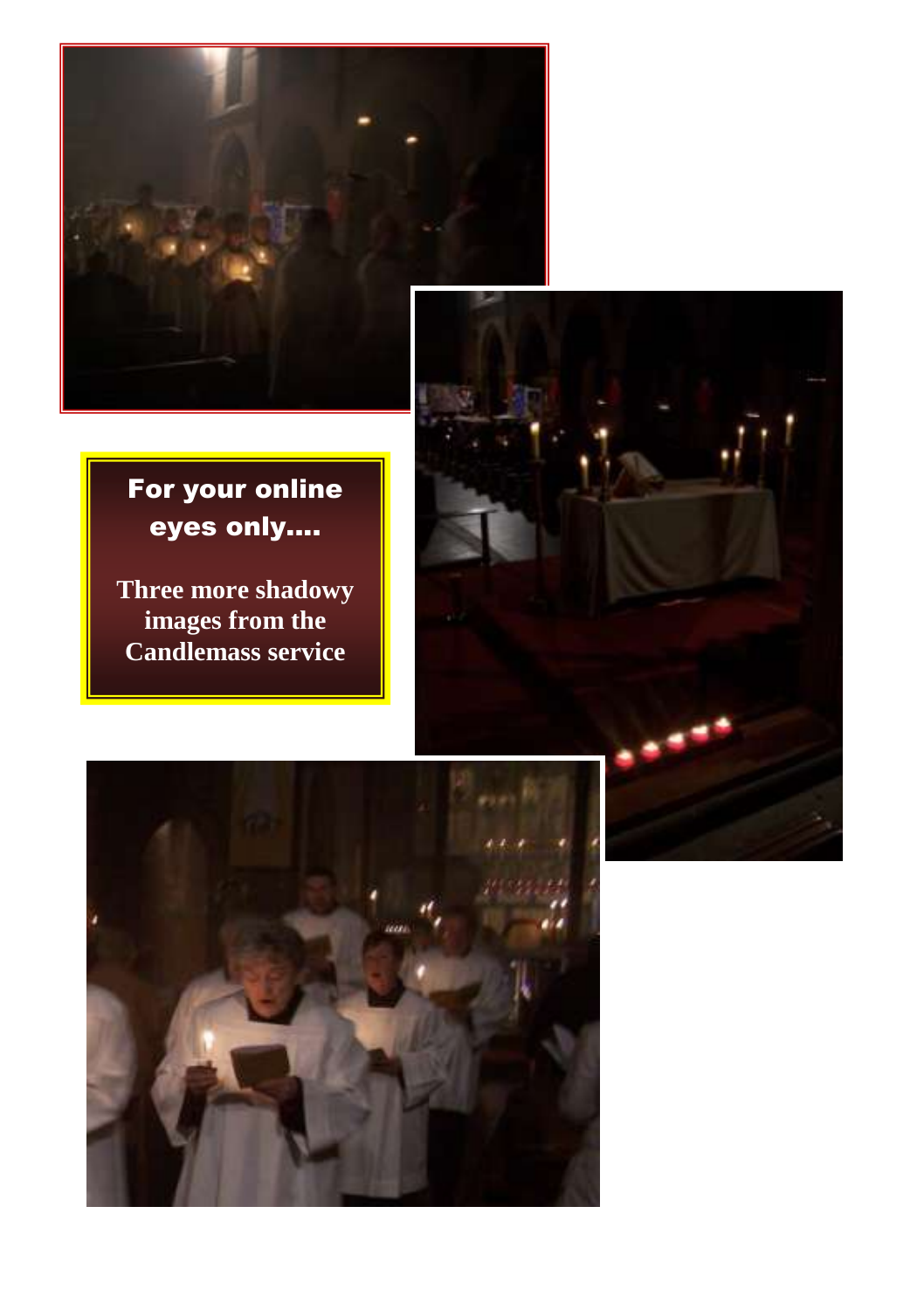**For your online eyes only....**

**Three more shadowy images from the Candlemass service**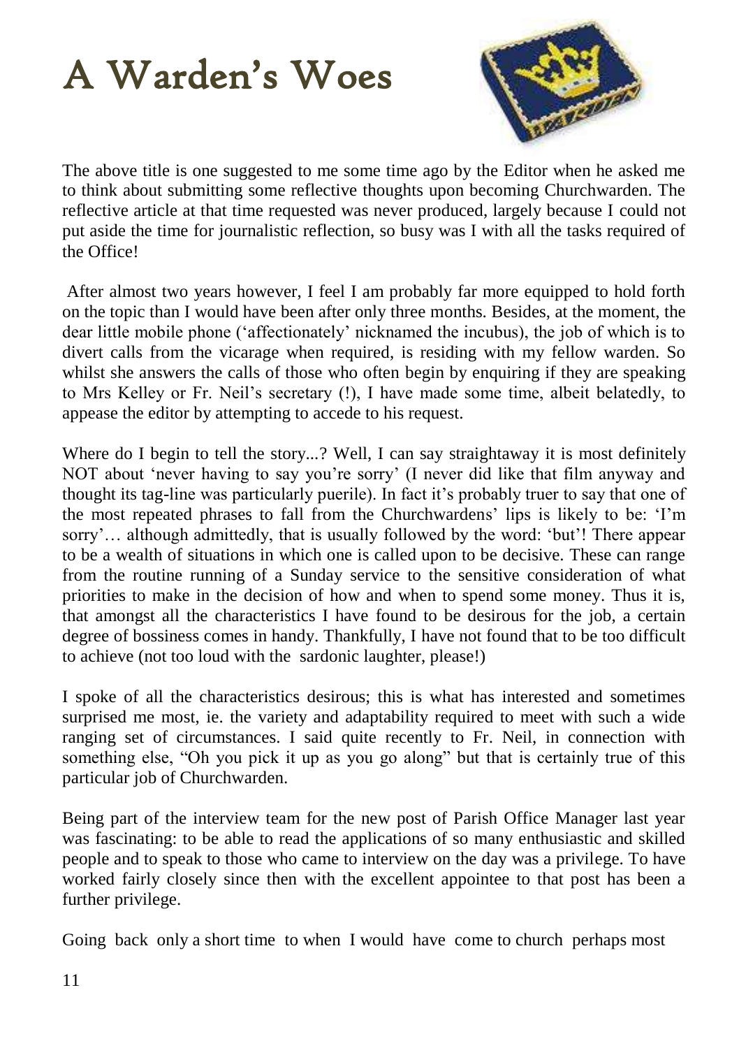# A Warden's Woes

The above title is one suggested to me some time ago by the Editor when he asked me to think about submitting some reflective thoughts upon becoming Churchwarden. The reflective article at that time requested was never produced, largely because I could not put aside the time for journalistic reflection, so busy was I with all the tasks required of the Office!

After almost two years however, I feel I am probably far more equipped to hold forth on the topic than I would have been after only three months. Besides, at the moment, the dear little mobile phone ('affectionately' nicknamed the incubus), the job of which is to divert calls from the vicarage when required, is residing with my fellow warden. So whilst she answers the calls of those who often begin by enquiring if they are speaking to Mrs Kelley or Fr. Neil's secretary (!), I have made some time, albeit belatedly, to appease the editor by attempting to accede to his request.

Where do I begin to tell the story...? Well, I can say straightaway it is most definitely NOT about 'never having to say you're sorry' (I never did like that film anyway and thought its tag-line was particularly puerile). In fact it's probably truer to say that one of the most repeated phrases to fall from the Churchwardens' lips is likely to be: 'I'm sorry'… although admittedly, that is usually followed by the word: 'but'! There appear to be a wealth of situations in which one is called upon to be decisive. These can range from the routine running of a Sunday service to the sensitive consideration of what priorities to make in the decision of how and when to spend some money. Thus it is, that amongst all the characteristics I have found to be desirous for the job, a certain degree of bossiness comes in handy. Thankfully, I have not found that to be too difficult to achieve (not too loud with the sardonic laughter, please!)

I spoke of all the characteristics desirous; this is what has interested and sometimes surprised me most, ie. the variety and adaptability required to meet with such a wide ranging set of circumstances. I said quite recently to Fr. Neil, in connection with something else, "Oh you pick it up as you go along" but that is certainly true of this particular job of Churchwarden.

Being part of the interview team for the new post of Parish Office Manager last year was fascinating: to be able to read the applications of so many enthusiastic and skilled people and to speak to those who came to interview on the day was a privilege. To have worked fairly closely since then with the excellent appointee to that post has been a further privilege.

Going back only a short time to when I would have come to church perhaps most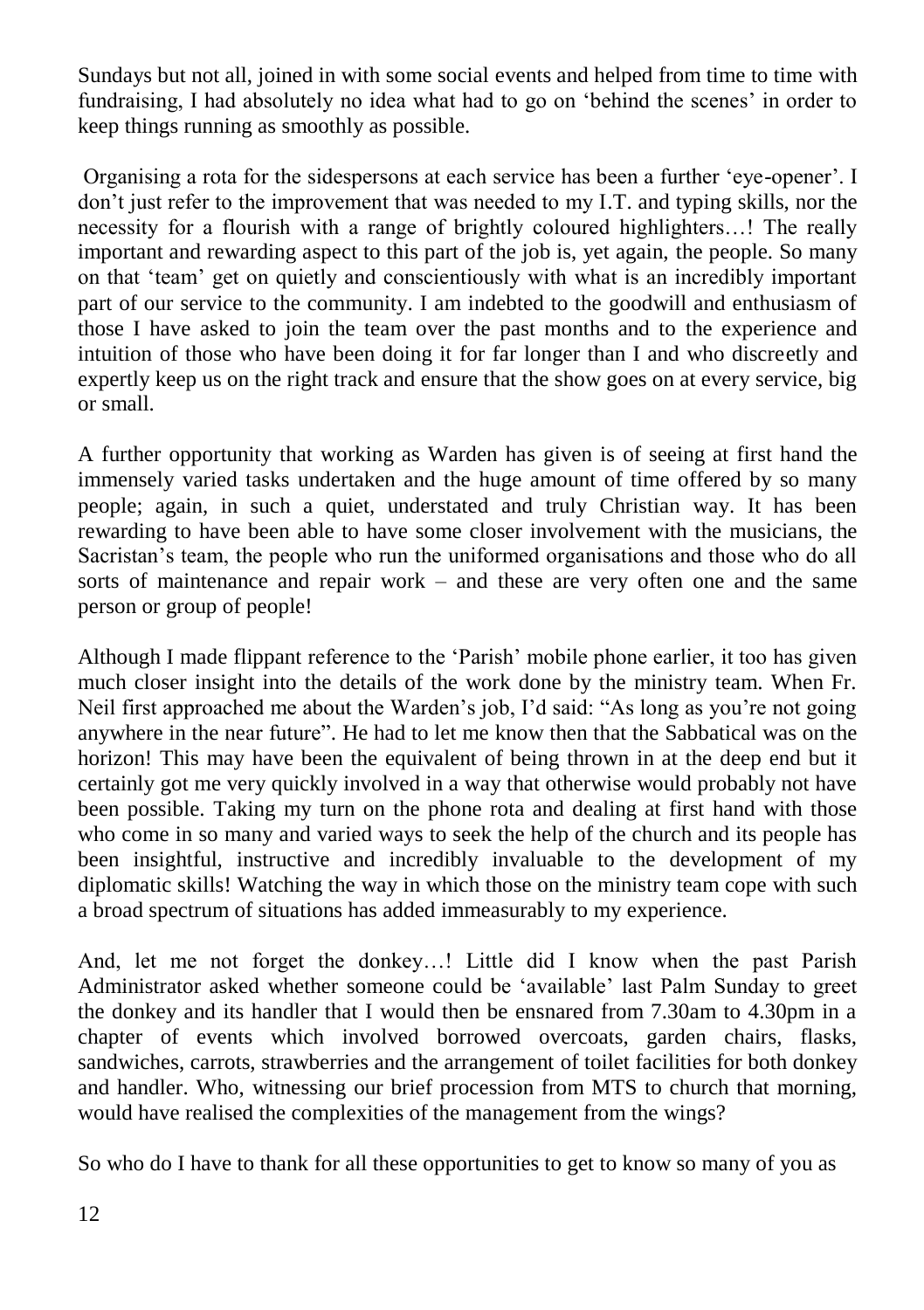Sundays but not all, joined in with some social events and helped from time to time with fundraising, I had absolutely no idea what had to go on 'behind the scenes' in order to keep things running as smoothly as possible.

Organising a rota for the sidespersons at each service has been a further 'eye-opener'. I don't just refer to the improvement that was needed to my I.T. and typing skills, nor the necessity for a flourish with a range of brightly coloured highlighters…! The really important and rewarding aspect to this part of the job is, yet again, the people. So many on that 'team' get on quietly and conscientiously with what is an incredibly important part of our service to the community. I am indebted to the goodwill and enthusiasm of those I have asked to join the team over the past months and to the experience and intuition of those who have been doing it for far longer than I and who discreetly and expertly keep us on the right track and ensure that the show goes on at every service, big or small.

A further opportunity that working as Warden has given is of seeing at first hand the immensely varied tasks undertaken and the huge amount of time offered by so many people; again, in such a quiet, understated and truly Christian way. It has been rewarding to have been able to have some closer involvement with the musicians, the Sacristan's team, the people who run the uniformed organisations and those who do all sorts of maintenance and repair work – and these are very often one and the same person or group of people!

Although I made flippant reference to the 'Parish' mobile phone earlier, it too has given much closer insight into the details of the work done by the ministry team. When Fr. Neil first approached me about the Warden's job, I'd said: "As long as you're not going anywhere in the near future". He had to let me know then that the Sabbatical was on the horizon! This may have been the equivalent of being thrown in at the deep end but it certainly got me very quickly involved in a way that otherwise would probably not have been possible. Taking my turn on the phone rota and dealing at first hand with those who come in so many and varied ways to seek the help of the church and its people has been insightful, instructive and incredibly invaluable to the development of my diplomatic skills! Watching the way in which those on the ministry team cope with such a broad spectrum of situations has added immeasurably to my experience.

And, let me not forget the donkey…! Little did I know when the past Parish Administrator asked whether someone could be 'available' last Palm Sunday to greet the donkey and its handler that I would then be ensnared from 7.30am to 4.30pm in a chapter of events which involved borrowed overcoats, garden chairs, flasks, sandwiches, carrots, strawberries and the arrangement of toilet facilities for both donkey and handler. Who, witnessing our brief procession from MTS to church that morning, would have realised the complexities of the management from the wings?

So who do I have to thank for all these opportunities to get to know so many of you as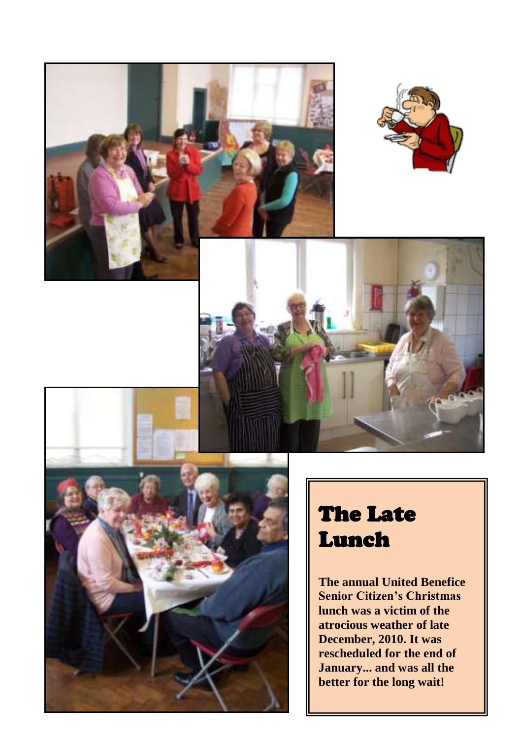## The Late Lunch

**The annual United Benefice Senior Citizen's Christmas lunch was a victim of the atrocious weather of late December, 2010. It was rescheduled for the end of January... and was all the better for the long wait!**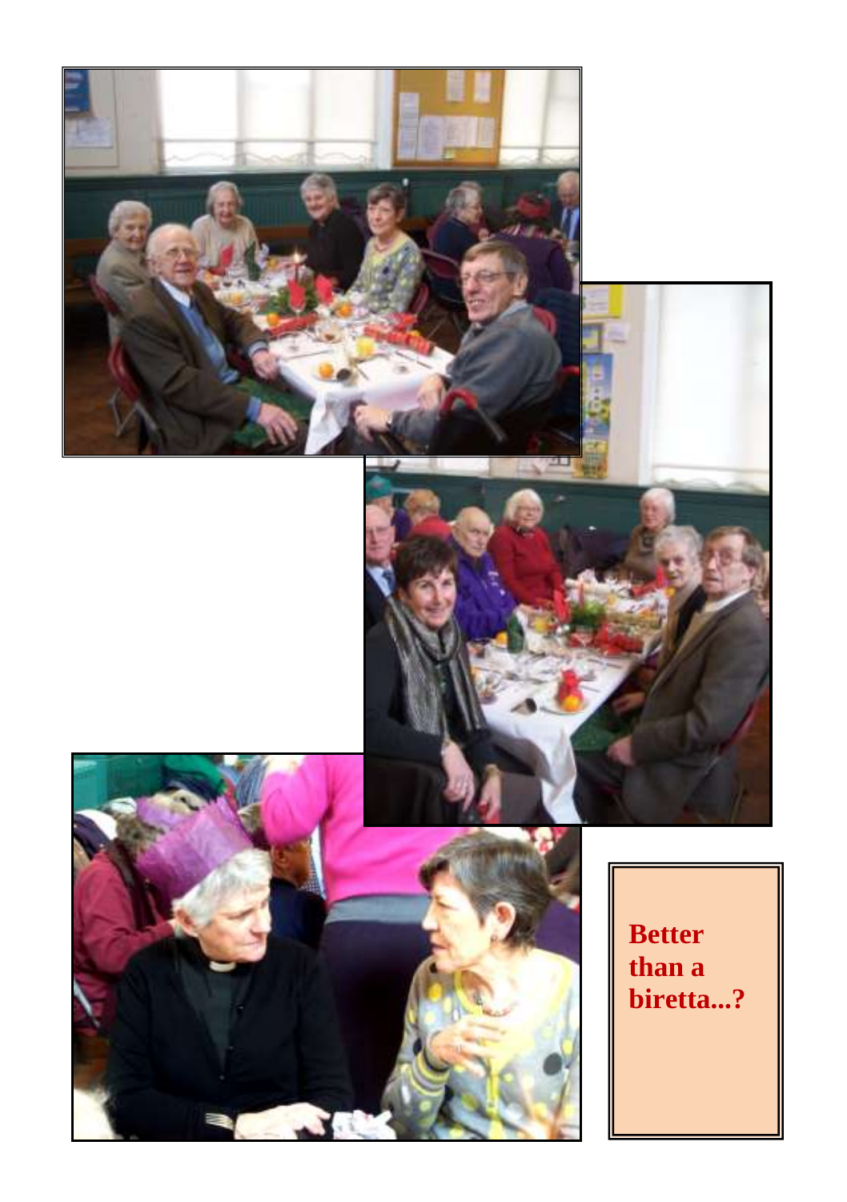**Better than a biretta...?**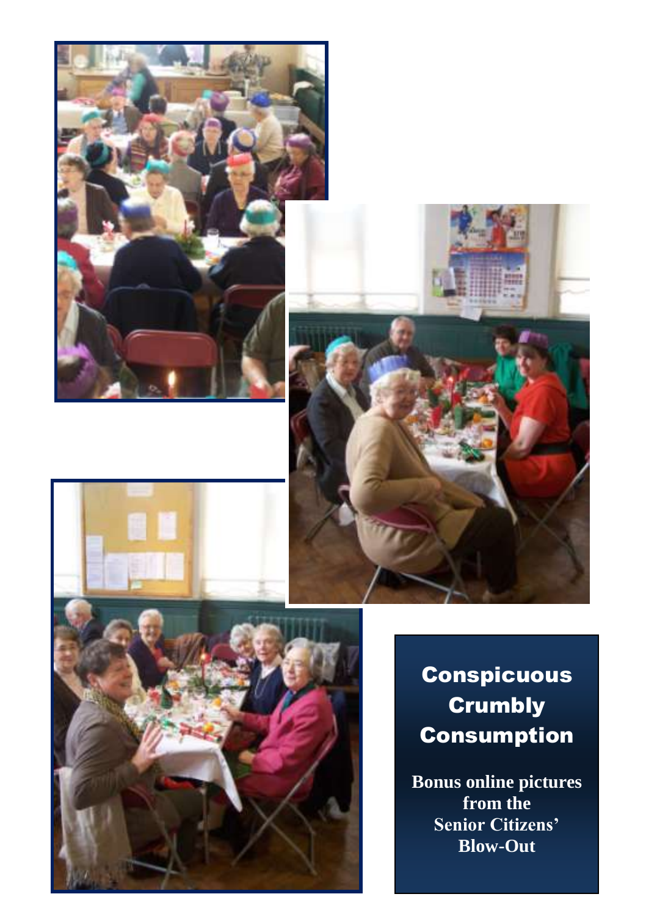# Conspicuous Crumbly Consumption

**Bonus online pictures from the Senior Citizens' Blow-Out**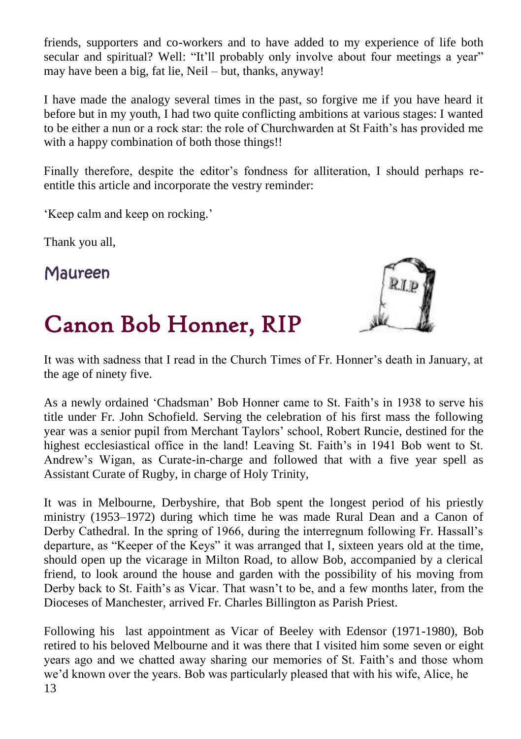friends, supporters and co-workers and to have added to my experience of life both secular and spiritual? Well: "It'll probably only involve about four meetings a year" may have been a big, fat lie, Neil – but, thanks, anyway!

I have made the analogy several times in the past, so forgive me if you have heard it before but in my youth, I had two quite conflicting ambitions at various stages: I wanted to be either a nun or a rock star: the role of Churchwarden at St Faith's has provided me with a happy combination of both those things!!

Finally therefore, despite the editor's fondness for alliteration, I should perhaps re-entitle this article and incorporate the vestry reminder:

'Keep calm and keep on rocking.'

Thank you all,

Maureen

# Canon Bob Honner, RIP

It was with sadness that I read in the Church Times of Fr. Honner's death in January, at the age of ninety five.

As a newly ordained 'Chadsman' Bob Honner came to St. Faith's in 1938 to serve his title under Fr. John Schofield. Serving the celebration of his first mass the following year was a senior pupil from Merchant Taylors' school, Robert Runcie, destined for the highest ecclesiastical office in the land! Leaving St. Faith's in 1941 Bob went to St. Andrew's Wigan, as Curate-in-charge and followed that with a five year spell as Assistant Curate of Rugby, in charge of Holy Trinity,

It was in Melbourne, Derbyshire, that Bob spent the longest period of his priestly ministry (1953–1972) during which time he was made Rural Dean and a Canon of Derby Cathedral. In the spring of 1966, during the interregnum following Fr. Hassall's departure, as "Keeper of the Keys" it was arranged that I, sixteen years old at the time, should open up the vicarage in Milton Road, to allow Bob, accompanied by a clerical friend, to look around the house and garden with the possibility of his moving from Derby back to St. Faith's as Vicar. That wasn't to be, and a few months later, from the Dioceses of Manchester, arrived Fr. Charles Billington as Parish Priest.

Following his last appointment as Vicar of Beeley with Edensor (1971-1980), Bob retired to his beloved Melbourne and it was there that I visited him some seven or eight years ago and we chatted away sharing our memories of St. Faith's and those whom we'd known over the years. Bob was particularly pleased that with his wife, Alice, he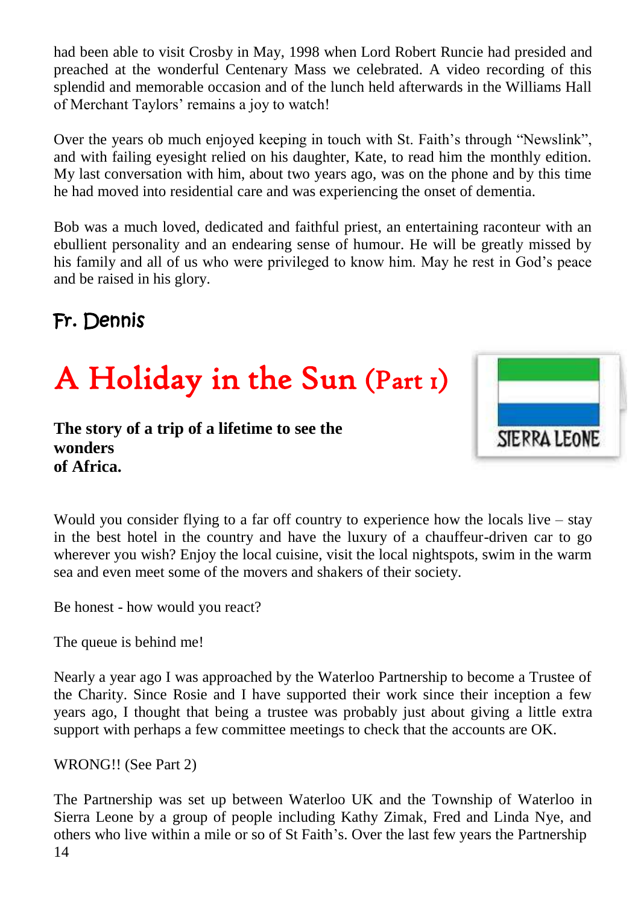had been able to visit Crosby in May, 1998 when Lord Robert Runcie had presided and preached at the wonderful Centenary Mass we celebrated. A video recording of this splendid and memorable occasion and of the lunch held afterwards in the Williams Hall of Merchant Taylors' remains a joy to watch!

Over the years ob much enjoyed keeping in touch with St. Faith's through "Newslink", and with failing eyesight relied on his daughter, Kate, to read him the monthly edition. My last conversation with him, about two years ago, was on the phone and by this time he had moved into residential care and was experiencing the onset of dementia.

Bob was a much loved, dedicated and faithful priest, an entertaining raconteur with an ebullient personality and an endearing sense of humour. He will be greatly missed by his family and all of us who were privileged to know him. May he rest in God's peace and be raised in his glory.

## Fr. Dennis

# A Holiday in the Sun (Part 1)

SIERRA LEONE

**The story of a trip of a lifetime to see the wonders of Africa.**

Would you consider flying to a far off country to experience how the locals live – stay in the best hotel in the country and have the luxury of a chauffeur-driven car to go wherever you wish? Enjoy the local cuisine, visit the local nightspots, swim in the warm sea and even meet some of the movers and shakers of their society.

Be honest - how would you react?

The queue is behind me!

Nearly a year ago I was approached by the Waterloo Partnership to become a Trustee of the Charity. Since Rosie and I have supported their work since their inception a few years ago, I thought that being a trustee was probably just about giving a little extra support with perhaps a few committee meetings to check that the accounts are OK.

WRONG!! (See Part 2)

The Partnership was set up between Waterloo UK and the Township of Waterloo in Sierra Leone by a group of people including Kathy Zimak, Fred and Linda Nye, and others who live within a mile or so of St Faith's. Over the last few years the Partnership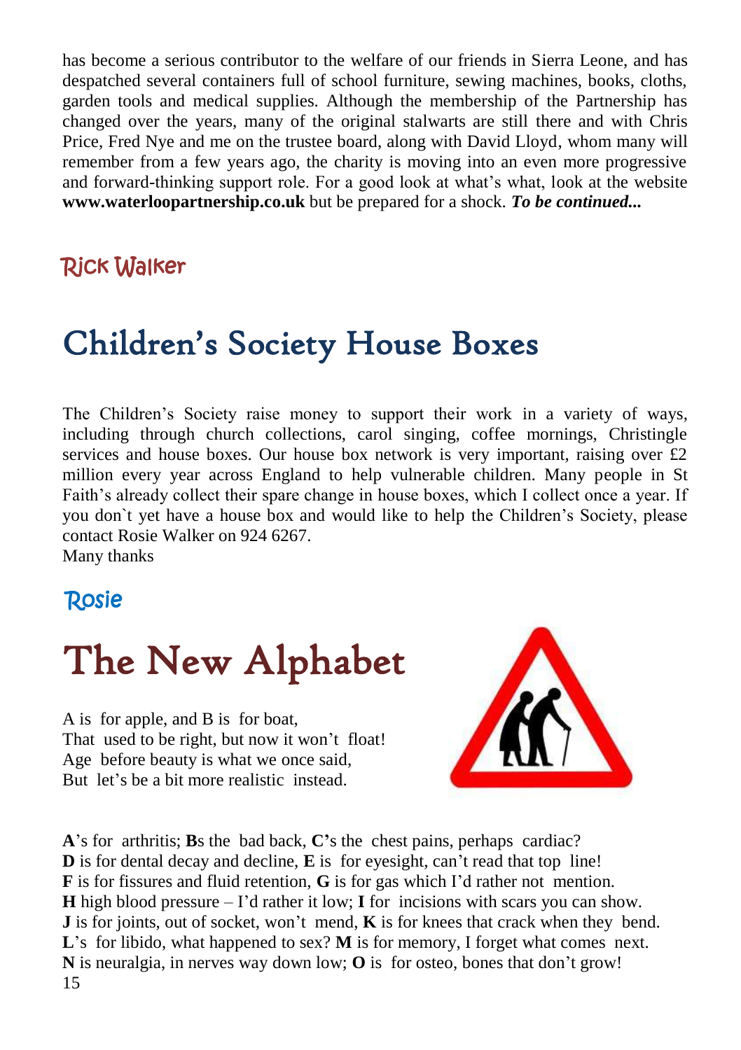has become a serious contributor to the welfare of our friends in Sierra Leone, and has despatched several containers full of school furniture, sewing machines, books, cloths, garden tools and medical supplies. Although the membership of the Partnership has changed over the years, many of the original stalwarts are still there and with Chris Price, Fred Nye and me on the trustee board, along with David Lloyd, whom many will remember from a few years ago, the charity is moving into an even more progressive and forward-thinking support role. For a good look at what's what, look at the website **www.waterloopartnership.co.uk** but be prepared for a shock. ***To be continued...***

Rick Walker

# Children's Society House Boxes

The Children's Society raise money to support their work in a variety of ways, including through church collections, carol singing, coffee mornings, Christingle services and house boxes. Our house box network is very important, raising over £2 million every year across England to help vulnerable children. Many people in St Faith's already collect their spare change in house boxes, which I collect once a year. If you don`t yet have a house box and would like to help the Children's Society, please contact Rosie Walker on 924 6267.
Many thanks

Rosie

# The New Alphabet

A is for apple, and B is for boat,
That used to be right, but now it won't float!
Age before beauty is what we once said,
But let's be a bit more realistic instead.

**A**'s for arthritis; **B**s the bad back, **C'**s the chest pains, perhaps cardiac?
**D** is for dental decay and decline, **E** is for eyesight, can't read that top line!
**F** is for fissures and fluid retention, **G** is for gas which I'd rather not mention.
**H** high blood pressure – I'd rather it low; **I** for incisions with scars you can show.
**J** is for joints, out of socket, won't mend, **K** is for knees that crack when they bend.
**L**'s for libido, what happened to sex? **M** is for memory, I forget what comes next.
**N** is neuralgia, in nerves way down low; **O** is for osteo, bones that don't grow!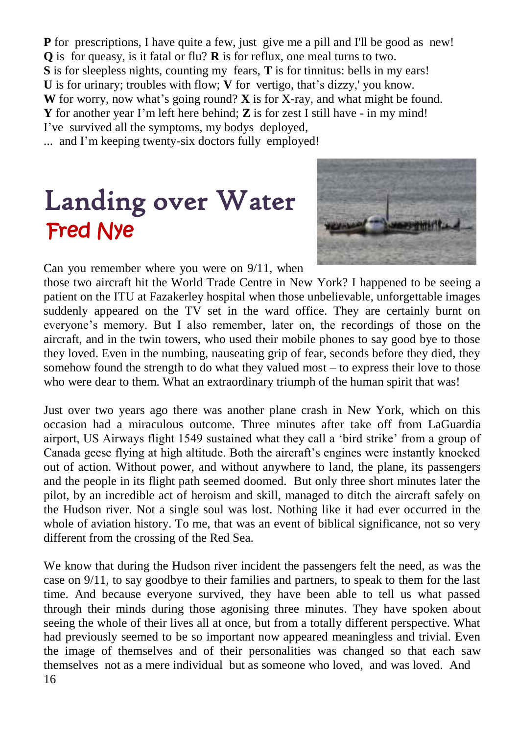**P** for prescriptions, I have quite a few, just give me a pill and I'll be good as new!
**Q** is for queasy, is it fatal or flu? **R** is for reflux, one meal turns to two.
**S** is for sleepless nights, counting my fears, **T** is for tinnitus: bells in my ears!
**U** is for urinary; troubles with flow; **V** for vertigo, that's dizzy,' you know.
**W** for worry, now what's going round? **X** is for X-ray, and what might be found.
**Y** for another year I'm left here behind; **Z** is for zest I still have - in my mind!
I've survived all the symptoms, my bodys deployed,
... and I'm keeping twenty-six doctors fully employed!

# Landing over Water

## Fred Nye

Can you remember where you were on 9/11, when those two aircraft hit the World Trade Centre in New York? I happened to be seeing a patient on the ITU at Fazakerley hospital when those unbelievable, unforgettable images suddenly appeared on the TV set in the ward office. They are certainly burnt on everyone's memory. But I also remember, later on, the recordings of those on the aircraft, and in the twin towers, who used their mobile phones to say good bye to those they loved. Even in the numbing, nauseating grip of fear, seconds before they died, they somehow found the strength to do what they valued most – to express their love to those who were dear to them. What an extraordinary triumph of the human spirit that was!

Just over two years ago there was another plane crash in New York, which on this occasion had a miraculous outcome. Three minutes after take off from LaGuardia airport, US Airways flight 1549 sustained what they call a 'bird strike' from a group of Canada geese flying at high altitude. Both the aircraft's engines were instantly knocked out of action. Without power, and without anywhere to land, the plane, its passengers and the people in its flight path seemed doomed. But only three short minutes later the pilot, by an incredible act of heroism and skill, managed to ditch the aircraft safely on the Hudson river. Not a single soul was lost. Nothing like it had ever occurred in the whole of aviation history. To me, that was an event of biblical significance, not so very different from the crossing of the Red Sea.

We know that during the Hudson river incident the passengers felt the need, as was the case on 9/11, to say goodbye to their families and partners, to speak to them for the last time. And because everyone survived, they have been able to tell us what passed through their minds during those agonising three minutes. They have spoken about seeing the whole of their lives all at once, but from a totally different perspective. What had previously seemed to be so important now appeared meaningless and trivial. Even the image of themselves and of their personalities was changed so that each saw themselves not as a mere individual but as someone who loved, and was loved. And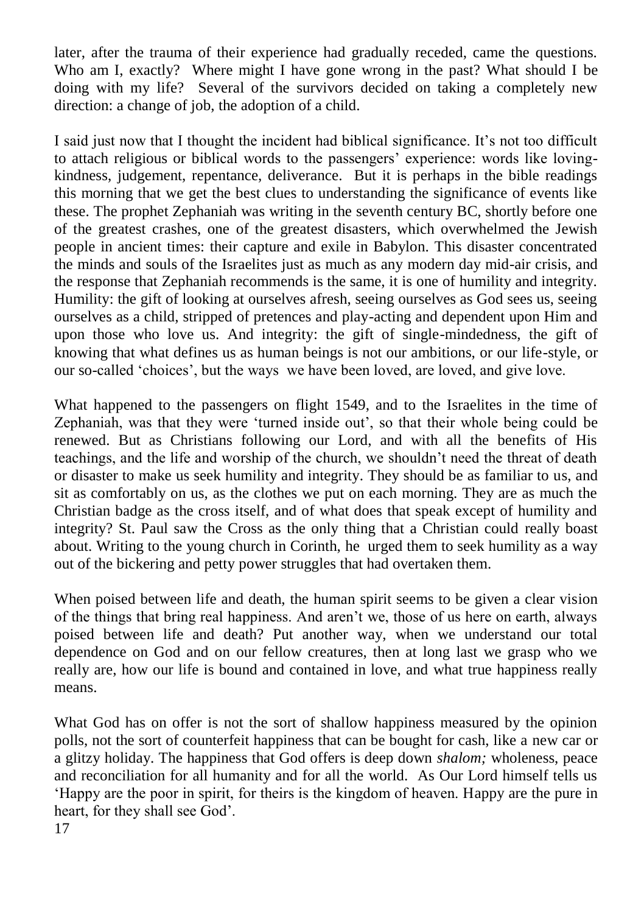later, after the trauma of their experience had gradually receded, came the questions. Who am I, exactly? Where might I have gone wrong in the past? What should I be doing with my life? Several of the survivors decided on taking a completely new direction: a change of job, the adoption of a child.

I said just now that I thought the incident had biblical significance. It's not too difficult to attach religious or biblical words to the passengers' experience: words like loving-kindness, judgement, repentance, deliverance. But it is perhaps in the bible readings this morning that we get the best clues to understanding the significance of events like these. The prophet Zephaniah was writing in the seventh century BC, shortly before one of the greatest crashes, one of the greatest disasters, which overwhelmed the Jewish people in ancient times: their capture and exile in Babylon. This disaster concentrated the minds and souls of the Israelites just as much as any modern day mid-air crisis, and the response that Zephaniah recommends is the same, it is one of humility and integrity. Humility: the gift of looking at ourselves afresh, seeing ourselves as God sees us, seeing ourselves as a child, stripped of pretences and play-acting and dependent upon Him and upon those who love us. And integrity: the gift of single-mindedness, the gift of knowing that what defines us as human beings is not our ambitions, or our life-style, or our so-called 'choices', but the ways we have been loved, are loved, and give love.

What happened to the passengers on flight 1549, and to the Israelites in the time of Zephaniah, was that they were 'turned inside out', so that their whole being could be renewed. But as Christians following our Lord, and with all the benefits of His teachings, and the life and worship of the church, we shouldn't need the threat of death or disaster to make us seek humility and integrity. They should be as familiar to us, and sit as comfortably on us, as the clothes we put on each morning. They are as much the Christian badge as the cross itself, and of what does that speak except of humility and integrity? St. Paul saw the Cross as the only thing that a Christian could really boast about. Writing to the young church in Corinth, he urged them to seek humility as a way out of the bickering and petty power struggles that had overtaken them.

When poised between life and death, the human spirit seems to be given a clear vision of the things that bring real happiness. And aren't we, those of us here on earth, always poised between life and death? Put another way, when we understand our total dependence on God and on our fellow creatures, then at long last we grasp who we really are, how our life is bound and contained in love, and what true happiness really means.

What God has on offer is not the sort of shallow happiness measured by the opinion polls, not the sort of counterfeit happiness that can be bought for cash, like a new car or a glitzy holiday. The happiness that God offers is deep down *shalom;* wholeness, peace and reconciliation for all humanity and for all the world. As Our Lord himself tells us 'Happy are the poor in spirit, for theirs is the kingdom of heaven. Happy are the pure in heart, for they shall see God'.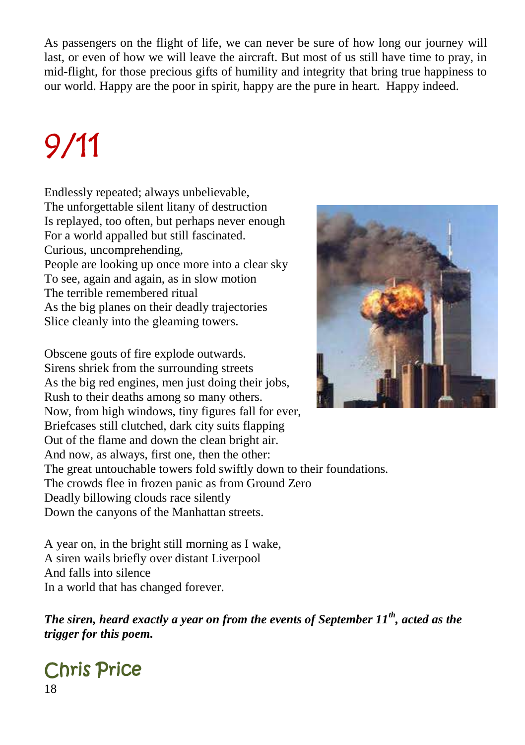As passengers on the flight of life, we can never be sure of how long our journey will last, or even of how we will leave the aircraft. But most of us still have time to pray, in mid-flight, for those precious gifts of humility and integrity that bring true happiness to our world. Happy are the poor in spirit, happy are the pure in heart. Happy indeed.

# 9/11

Endlessly repeated; always unbelievable,  
The unforgettable silent litany of destruction  
Is replayed, too often, but perhaps never enough  
For a world appalled but still fascinated.  
Curious, uncomprehending,  
People are looking up once more into a clear sky  
To see, again and again, as in slow motion  
The terrible remembered ritual  
As the big planes on their deadly trajectories  
Slice cleanly into the gleaming towers.

Obscene gouts of fire explode outwards.  
Sirens shriek from the surrounding streets  
As the big red engines, men just doing their jobs,  
Rush to their deaths among so many others.  
Now, from high windows, tiny figures fall for ever,  
Briefcases still clutched, dark city suits flapping  
Out of the flame and down the clean bright air.  
And now, as always, first one, then the other:  
The great untouchable towers fold swiftly down to their foundations.  
The crowds flee in frozen panic as from Ground Zero  
Deadly billowing clouds race silently  
Down the canyons of the Manhattan streets.

A year on, in the bright still morning as I wake,  
A siren wails briefly over distant Liverpool  
And falls into silence  
In a world that has changed forever.

***The siren, heard exactly a year on from the events of September 11th, acted as the trigger for this poem.***

## Chris Price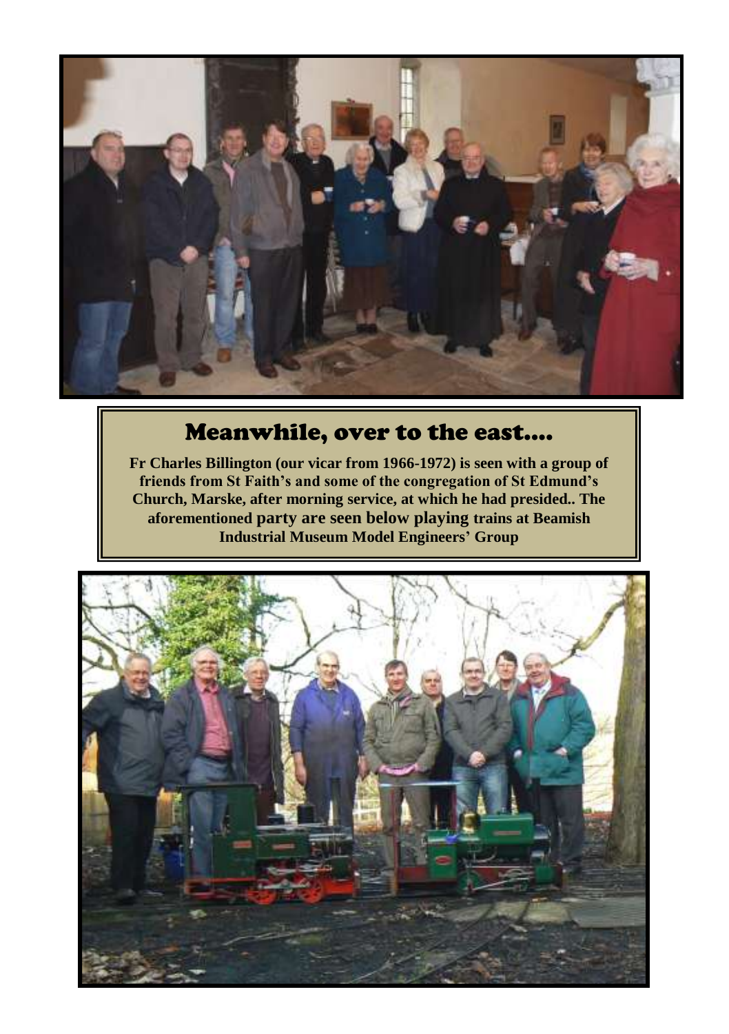## Meanwhile, over to the east….

**Fr Charles Billington (our vicar from 1966-1972) is seen with a group of friends from St Faith's and some of the congregation of St Edmund's Church, Marske, after morning service, at which he had presided.. The aforementioned party are seen below playing trains at Beamish Industrial Museum Model Engineers' Group**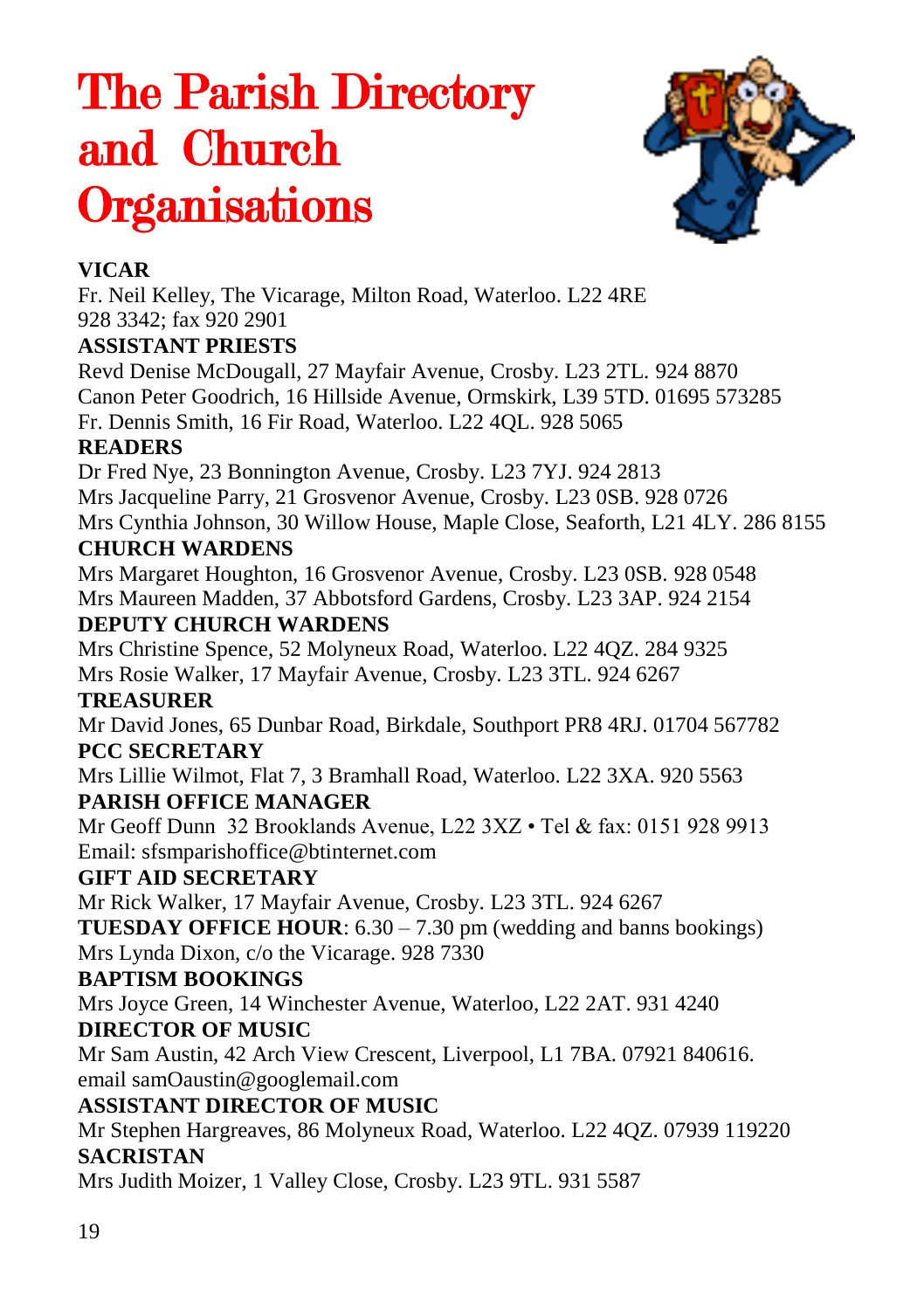# The Parish Directory and Church Organisations

**VICAR**
Fr. Neil Kelley, The Vicarage, Milton Road, Waterloo. L22 4RE
928 3342; fax 920 2901

**ASSISTANT PRIESTS**
Revd Denise McDougall, 27 Mayfair Avenue, Crosby. L23 2TL. 924 8870
Canon Peter Goodrich, 16 Hillside Avenue, Ormskirk, L39 5TD. 01695 573285
Fr. Dennis Smith, 16 Fir Road, Waterloo. L22 4QL. 928 5065

**READERS**
Dr Fred Nye, 23 Bonnington Avenue, Crosby. L23 7YJ. 924 2813
Mrs Jacqueline Parry, 21 Grosvenor Avenue, Crosby. L23 0SB. 928 0726
Mrs Cynthia Johnson, 30 Willow House, Maple Close, Seaforth, L21 4LY. 286 8155

**CHURCH WARDENS**
Mrs Margaret Houghton, 16 Grosvenor Avenue, Crosby. L23 0SB. 928 0548
Mrs Maureen Madden, 37 Abbotsford Gardens, Crosby. L23 3AP. 924 2154

**DEPUTY CHURCH WARDENS**
Mrs Christine Spence, 52 Molyneux Road, Waterloo. L22 4QZ. 284 9325
Mrs Rosie Walker, 17 Mayfair Avenue, Crosby. L23 3TL. 924 6267

**TREASURER**
Mr David Jones, 65 Dunbar Road, Birkdale, Southport PR8 4RJ. 01704 567782

**PCC SECRETARY**
Mrs Lillie Wilmot, Flat 7, 3 Bramhall Road, Waterloo. L22 3XA. 920 5563

**PARISH OFFICE MANAGER**
Mr Geoff Dunn 32 Brooklands Avenue, L22 3XZ • Tel & fax: 0151 928 9913
Email: sfsmparishoffice@btinternet.com

**GIFT AID SECRETARY**
Mr Rick Walker, 17 Mayfair Avenue, Crosby. L23 3TL. 924 6267

**TUESDAY OFFICE HOUR**: 6.30 – 7.30 pm (wedding and banns bookings)
Mrs Lynda Dixon, c/o the Vicarage. 928 7330

**BAPTISM BOOKINGS**
Mrs Joyce Green, 14 Winchester Avenue, Waterloo, L22 2AT. 931 4240

**DIRECTOR OF MUSIC**
Mr Sam Austin, 42 Arch View Crescent, Liverpool, L1 7BA. 07921 840616.
email samOaustin@googlemail.com

**ASSISTANT DIRECTOR OF MUSIC**
Mr Stephen Hargreaves, 86 Molyneux Road, Waterloo. L22 4QZ. 07939 119220

**SACRISTAN**
Mrs Judith Moizer, 1 Valley Close, Crosby. L23 9TL. 931 5587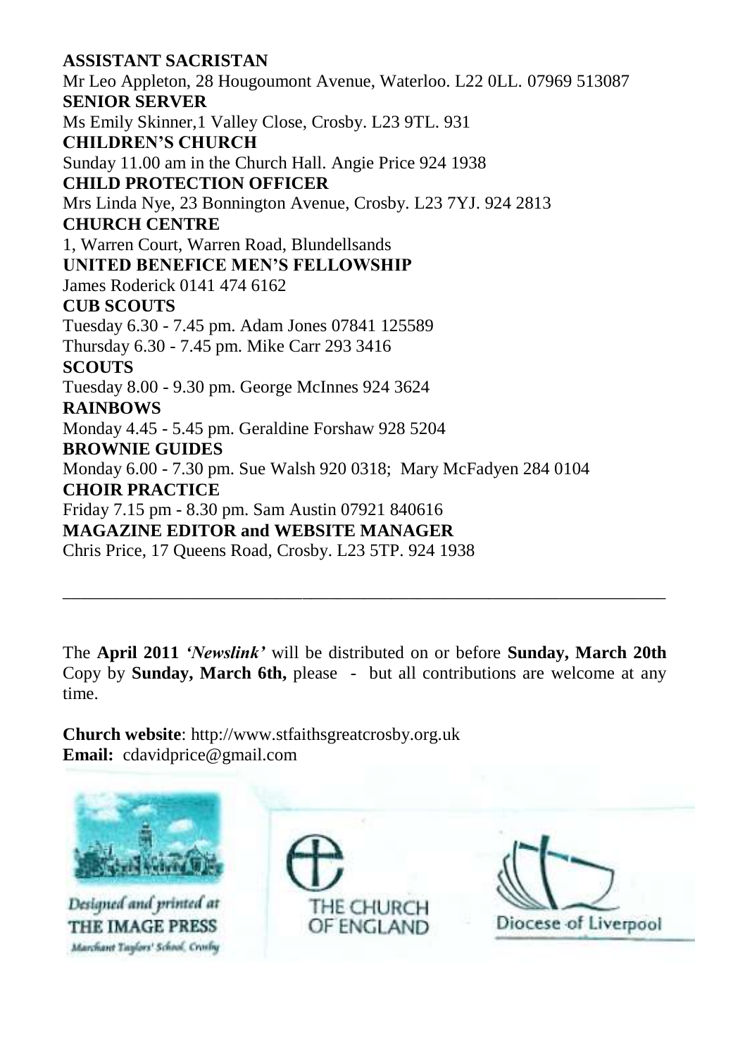**ASSISTANT SACRISTAN**
Mr Leo Appleton, 28 Hougoumont Avenue, Waterloo. L22 0LL. 07969 513087
**SENIOR SERVER**
Ms Emily Skinner,1 Valley Close, Crosby. L23 9TL. 931
**CHILDREN'S CHURCH**
Sunday 11.00 am in the Church Hall. Angie Price 924 1938
**CHILD PROTECTION OFFICER**
Mrs Linda Nye, 23 Bonnington Avenue, Crosby. L23 7YJ. 924 2813
**CHURCH CENTRE**
1, Warren Court, Warren Road, Blundellsands
**UNITED BENEFICE MEN'S FELLOWSHIP**
James Roderick 0141 474 6162
**CUB SCOUTS**
Tuesday 6.30 - 7.45 pm. Adam Jones 07841 125589
Thursday 6.30 - 7.45 pm. Mike Carr 293 3416
**SCOUTS**
Tuesday 8.00 - 9.30 pm. George McInnes 924 3624
**RAINBOWS**
Monday 4.45 - 5.45 pm. Geraldine Forshaw 928 5204
**BROWNIE GUIDES**
Monday 6.00 - 7.30 pm. Sue Walsh 920 0318; Mary McFadyen 284 0104
**CHOIR PRACTICE**
Friday 7.15 pm - 8.30 pm. Sam Austin 07921 840616
**MAGAZINE EDITOR and WEBSITE MANAGER**
Chris Price, 17 Queens Road, Crosby. L23 5TP. 924 1938

---

The **April 2011** ***'Newslink'*** will be distributed on or before **Sunday, March 20th** Copy by **Sunday, March 6th,** please - but all contributions are welcome at any time.

**Church website**: http://www.stfaithsgreatcrosby.org.uk
**Email:** cdavidprice@gmail.com

Designed and printed at
THE IMAGE PRESS
Merchant Taylors' School, Crosby

THE CHURCH OF ENGLAND

Diocese of Liverpool